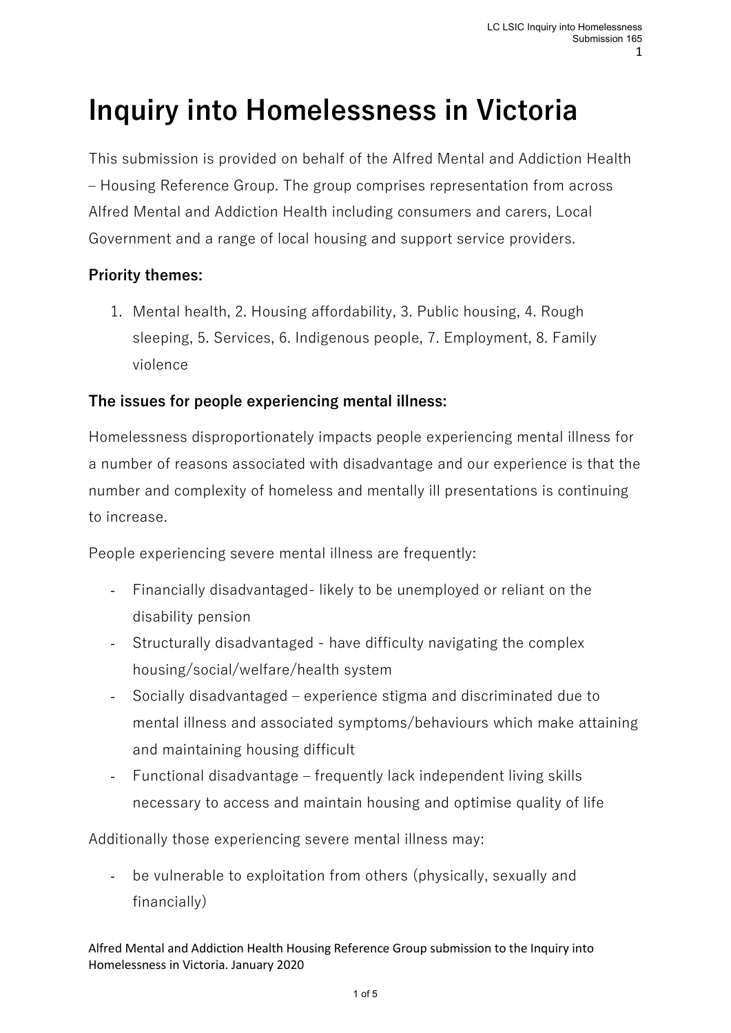# Inquiry into Homelessness in Victoria

This submission is provided on behalf of the Alfred Mental and Addiction Health – Housing Reference Group. The group comprises representation from across Alfred Mental and Addiction Health including consumers and carers, Local Government and a range of local housing and support service providers.

### Priority themes:

1. Mental health, 2. Housing affordability, 3. Public housing, 4. Rough sleeping, 5. Services, 6. Indigenous people, 7. Employment, 8. Family violence

### The issues for people experiencing mental illness:

Homelessness disproportionately impacts people experiencing mental illness for a number of reasons associated with disadvantage and our experience is that the number and complexity of homeless and mentally ill presentations is continuing to increase.

People experiencing severe mental illness are frequently:

- Financially disadvantaged- likely to be unemployed or reliant on the disability pension
- Structurally disadvantaged - have difficulty navigating the complex housing/social/welfare/health system
- Socially disadvantaged – experience stigma and discriminated due to mental illness and associated symptoms/behaviours which make attaining and maintaining housing difficult
- Functional disadvantage – frequently lack independent living skills necessary to access and maintain housing and optimise quality of life

Additionally those experiencing severe mental illness may:

- be vulnerable to exploitation from others (physically, sexually and financially)

Alfred Mental and Addiction Health Housing Reference Group submission to the Inquiry into Homelessness in Victoria. January 2020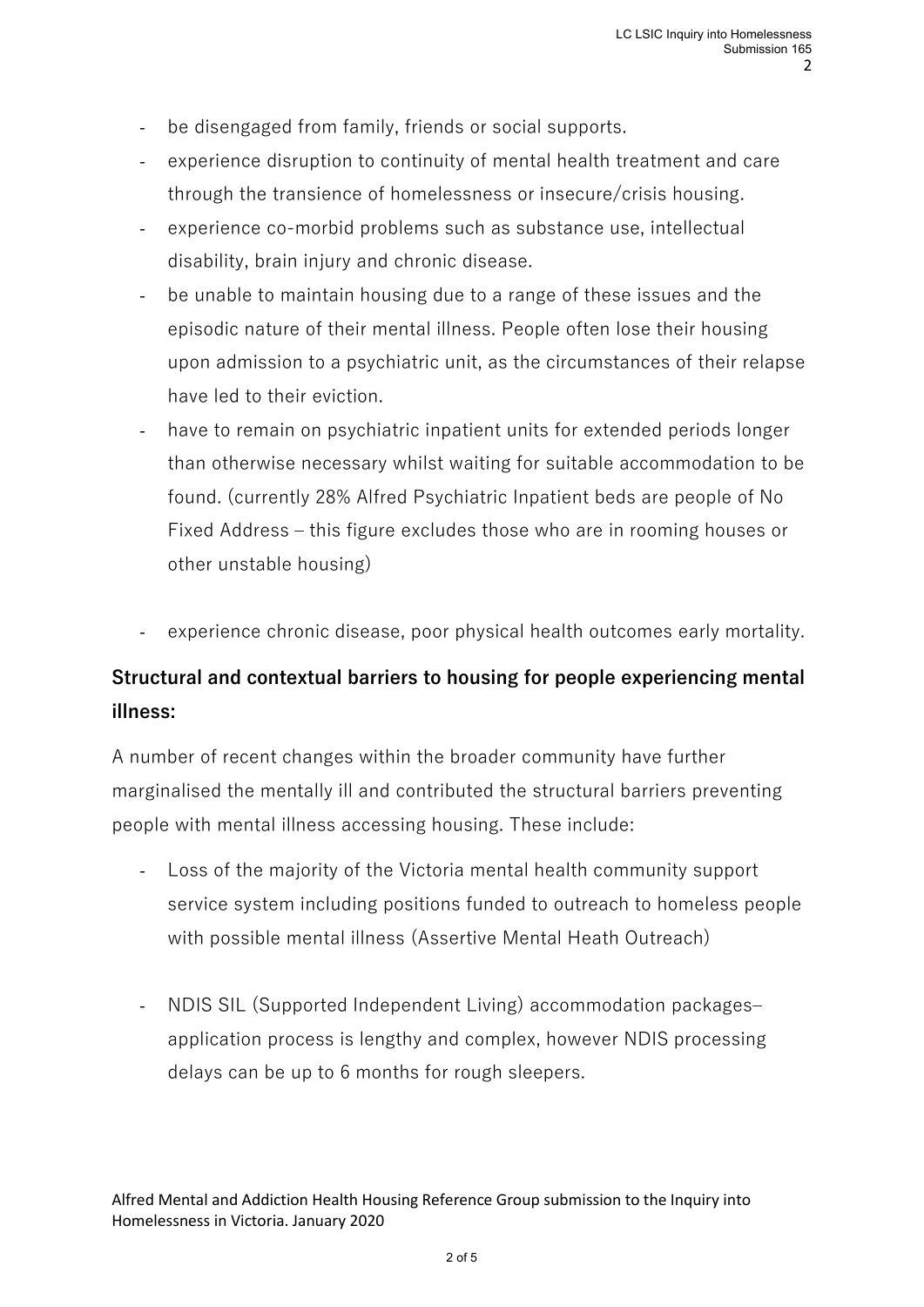- be disengaged from family, friends or social supports.
- experience disruption to continuity of mental health treatment and care through the transience of homelessness or insecure/crisis housing.
- experience co-morbid problems such as substance use, intellectual disability, brain injury and chronic disease.
- be unable to maintain housing due to a range of these issues and the episodic nature of their mental illness. People often lose their housing upon admission to a psychiatric unit, as the circumstances of their relapse have led to their eviction.
- have to remain on psychiatric inpatient units for extended periods longer than otherwise necessary whilst waiting for suitable accommodation to be found. (currently 28% Alfred Psychiatric Inpatient beds are people of No Fixed Address – this figure excludes those who are in rooming houses or other unstable housing)
- experience chronic disease, poor physical health outcomes early mortality.

## Structural and contextual barriers to housing for people experiencing mental illness:

A number of recent changes within the broader community have further marginalised the mentally ill and contributed the structural barriers preventing people with mental illness accessing housing. These include:

- Loss of the majority of the Victoria mental health community support service system including positions funded to outreach to homeless people with possible mental illness (Assertive Mental Heath Outreach)
- NDIS SIL (Supported Independent Living) accommodation packages– application process is lengthy and complex, however NDIS processing delays can be up to 6 months for rough sleepers.

Alfred Mental and Addiction Health Housing Reference Group submission to the Inquiry into Homelessness in Victoria. January 2020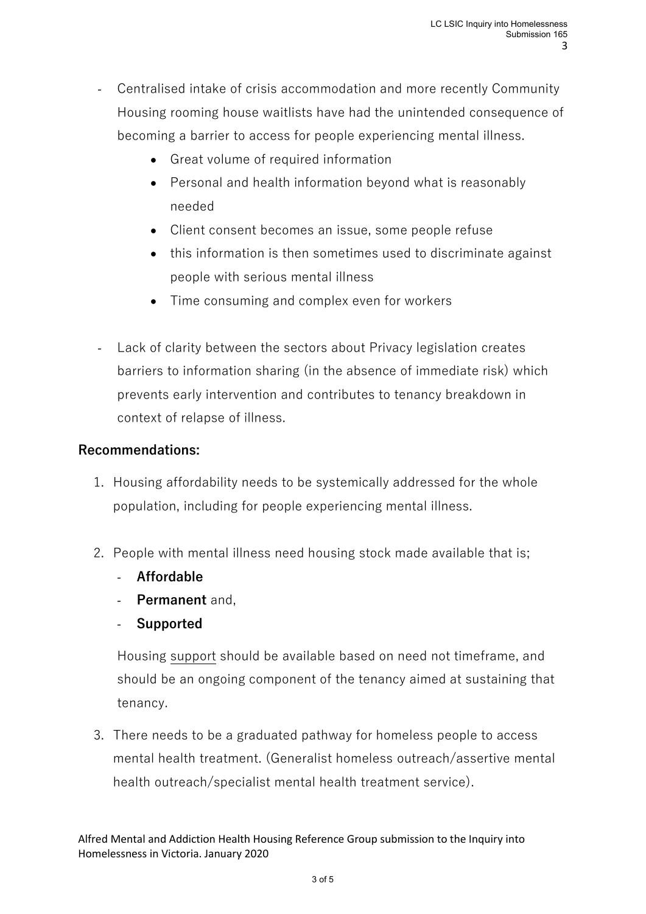- Centralised intake of crisis accommodation and more recently Community Housing rooming house waitlists have had the unintended consequence of becoming a barrier to access for people experiencing mental illness.
    - Great volume of required information
    - Personal and health information beyond what is reasonably needed
    - Client consent becomes an issue, some people refuse
    - this information is then sometimes used to discriminate against people with serious mental illness
    - Time consuming and complex even for workers

- Lack of clarity between the sectors about Privacy legislation creates barriers to information sharing (in the absence of immediate risk) which prevents early intervention and contributes to tenancy breakdown in context of relapse of illness.

**Recommendations:**

1. Housing affordability needs to be systemically addressed for the whole population, including for people experiencing mental illness.

2. People with mental illness need housing stock made available that is;
    - **Affordable**
    - **Permanent** and,
    - **Supported**

    Housing <u>support</u> should be available based on need not timeframe, and should be an ongoing component of the tenancy aimed at sustaining that tenancy.

3. There needs to be a graduated pathway for homeless people to access mental health treatment. (Generalist homeless outreach/assertive mental health outreach/specialist mental health treatment service).

Alfred Mental and Addiction Health Housing Reference Group submission to the Inquiry into Homelessness in Victoria. January 2020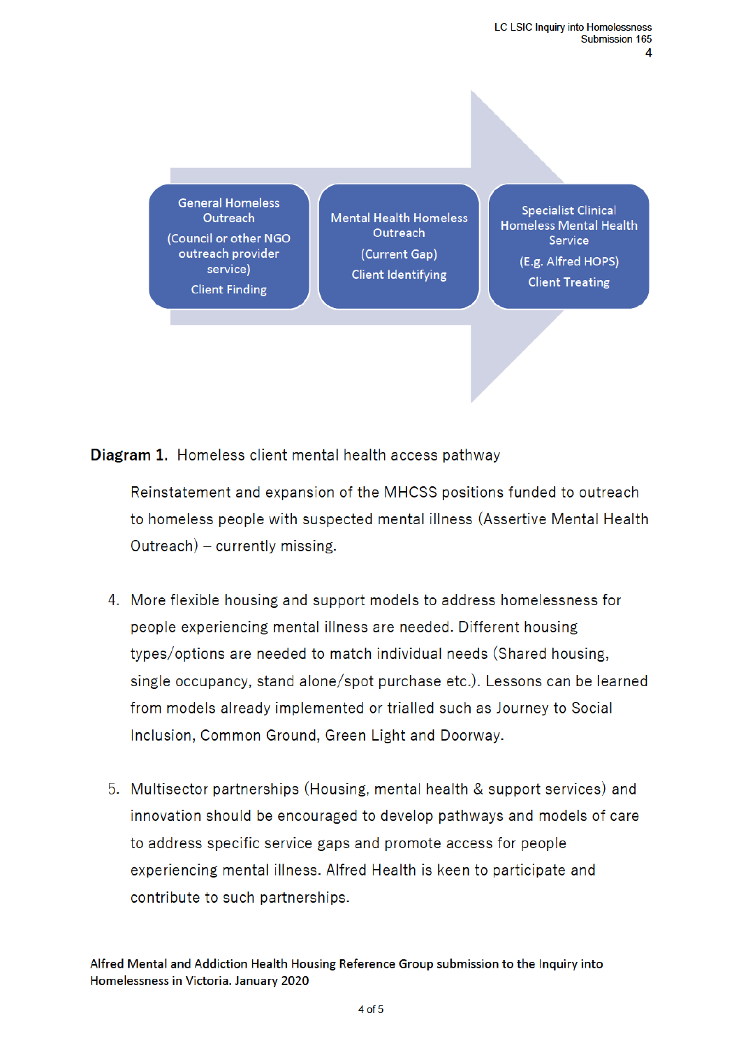General Homeless Outreach

(Council or other NGO outreach provider service)

Client Finding

Mental Health Homeless Outreach

(Current Gap)

Client Identifying

Specialist Clinical Homeless Mental Health Service

(E.g. Alfred HOPS)

Client Treating

**Diagram 1.** Homeless client mental health access pathway

Reinstatement and expansion of the MHCSS positions funded to outreach to homeless people with suspected mental illness (Assertive Mental Health Outreach) – currently missing.

4. More flexible housing and support models to address homelessness for people experiencing mental illness are needed. Different housing types/options are needed to match individual needs (Shared housing, single occupancy, stand alone/spot purchase etc.). Lessons can be learned from models already implemented or trialled such as Journey to Social Inclusion, Common Ground, Green Light and Doorway.

5. Multisector partnerships (Housing, mental health & support services) and innovation should be encouraged to develop pathways and models of care to address specific service gaps and promote access for people experiencing mental illness. Alfred Health is keen to participate and contribute to such partnerships.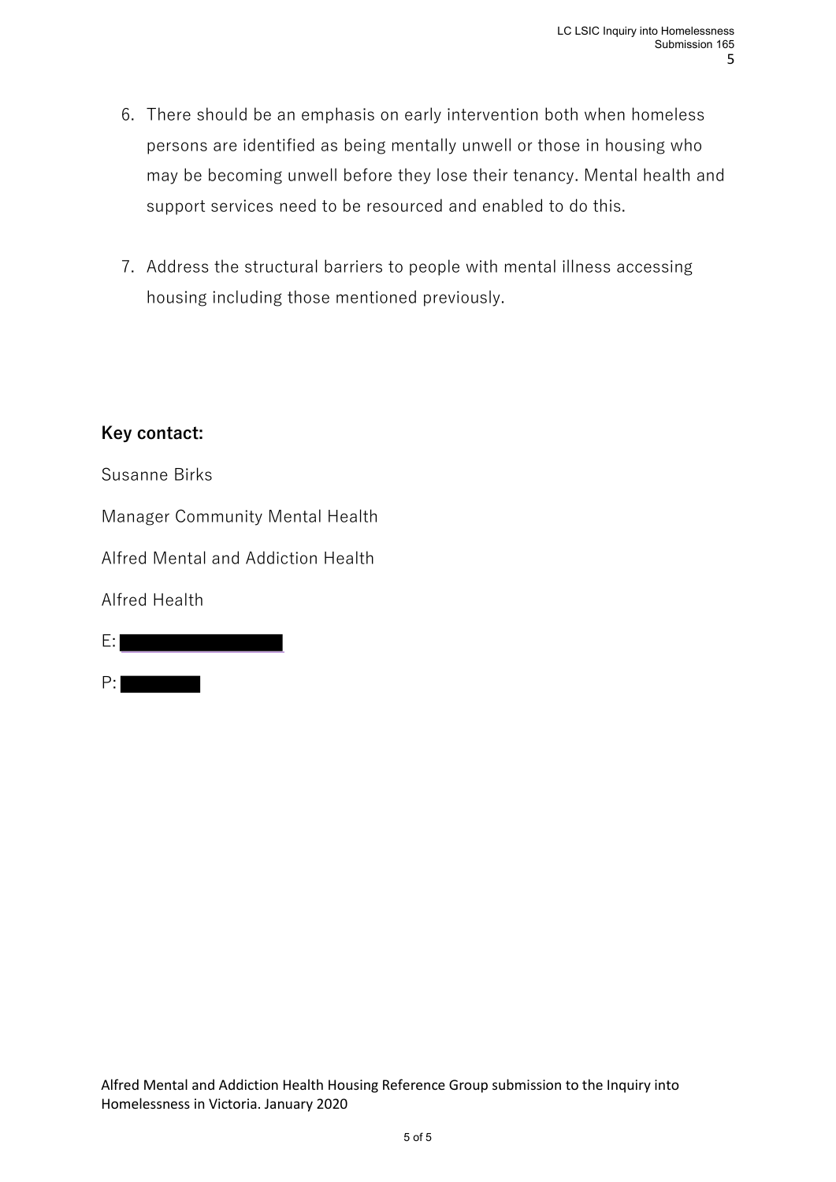6. There should be an emphasis on early intervention both when homeless persons are identified as being mentally unwell or those in housing who may be becoming unwell before they lose their tenancy. Mental health and support services need to be resourced and enabled to do this.

7. Address the structural barriers to people with mental illness accessing housing including those mentioned previously.

**Key contact:**

Susanne Birks

Manager Community Mental Health

Alfred Mental and Addiction Health

Alfred Health

E:

P:

Alfred Mental and Addiction Health Housing Reference Group submission to the Inquiry into Homelessness in Victoria. January 2020